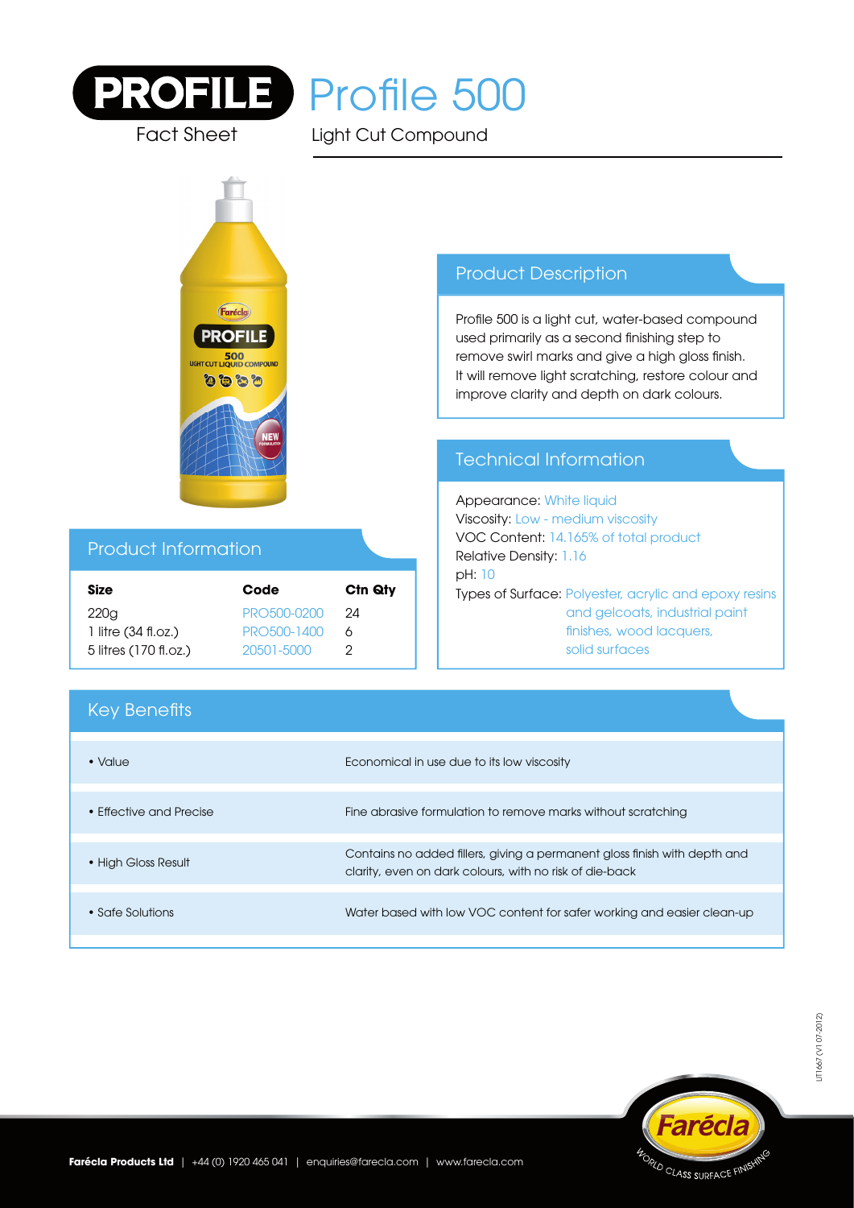# PROFILE Profile 500

Fact Sheet

Light Cut Compound

## Product Description

Profile 500 is a light cut, water-based compound used primarily as a second finishing step to remove swirl marks and give a high gloss finish. It will remove light scratching, restore colour and improve clarity and depth on dark colours.

## Technical Information

Appearance: White liquid

Viscosity: Low - medium viscosity

VOC Content: 14.165% of total product

Relative Density: 1.16

pH: 10

Types of Surface: Polyester, acrylic and epoxy resins and gelcoats, industrial paint finishes, wood lacquers, solid surfaces

## Product Information

| Size | Code | Ctn Qty |
|---|---|---|
| 220g | PRO500-0200 | 24 |
| 1 litre (34 fl.oz.) | PRO500-1400 | 6 |
| 5 litres (170 fl.oz.) | 20501-5000 | 2 |

## Key Benefits

| | |
|---|---|
| • Value | Economical in use due to its low viscosity |
| • Effective and Precise | Fine abrasive formulation to remove marks without scratching |
| • High Gloss Result | Contains no added fillers, giving a permanent gloss finish with depth and clarity, even on dark colours, with no risk of die-back |
| • Safe Solutions | Water based with low VOC content for safer working and easier clean-up |

LIT1667 (V1 07-2012)

**Farécla Products Ltd** | +44 (0) 1920 465 041 | enquiries@farecla.com | www.farecla.com

Farécla World Class Surface Finishing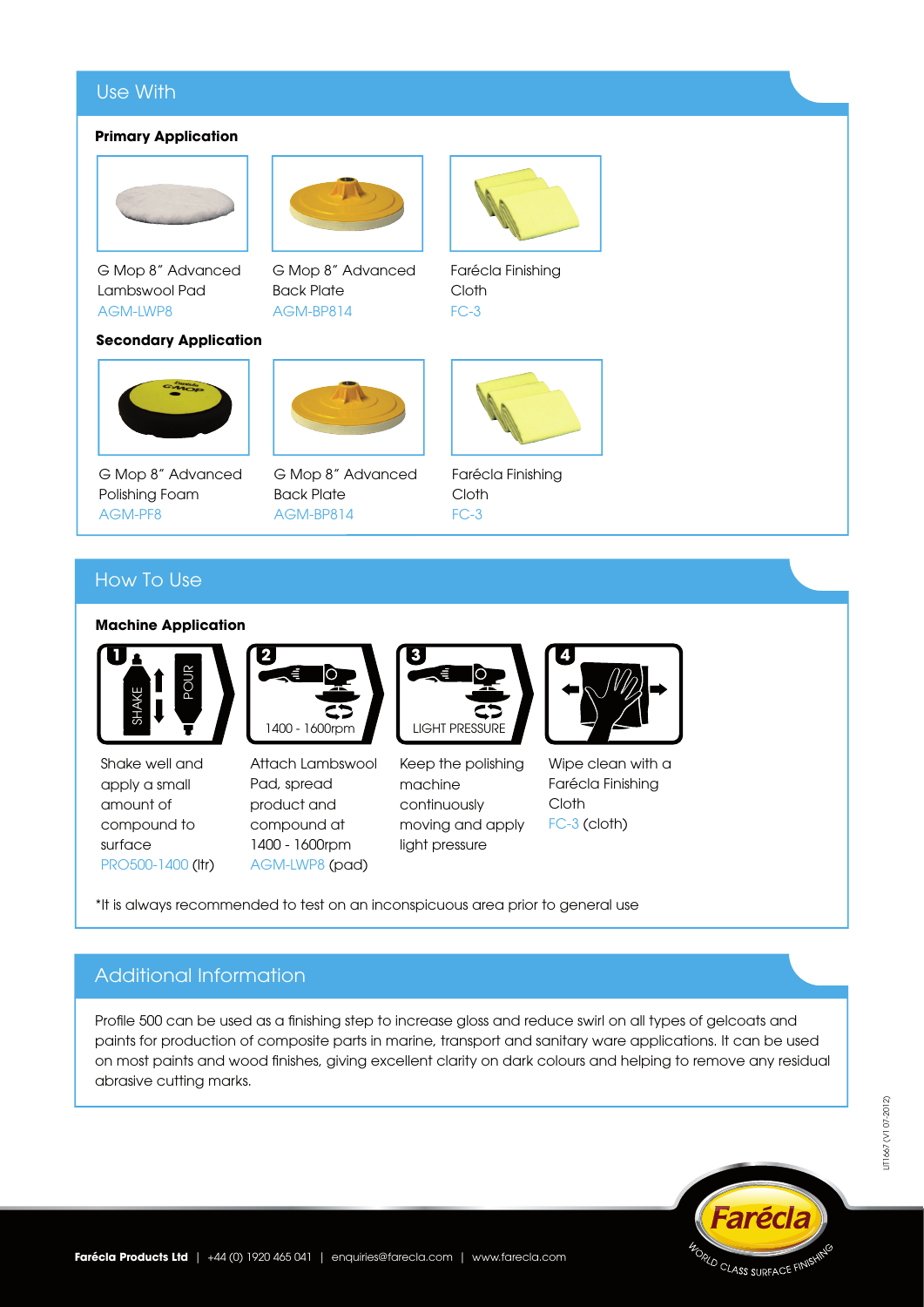## Use With

**Primary Application**

G Mop 8" Advanced Lambswool Pad
AGM-LWP8

G Mop 8" Advanced Back Plate
AGM-BP814

Farécla Finishing Cloth
FC-3

**Secondary Application**

G Mop 8" Advanced Polishing Foam
AGM-PF8

G Mop 8" Advanced Back Plate
AGM-BP814

Farécla Finishing Cloth
FC-3

## How To Use

**Machine Application**

1. SHAKE / POUR — Shake well and apply a small amount of compound to surface PRO500-1400 (ltr)
2. 1400 - 1600rpm — Attach Lambswool Pad, spread product and compound at 1400 - 1600rpm AGM-LWP8 (pad)
3. LIGHT PRESSURE — Keep the polishing machine continuously moving and apply light pressure
4. Wipe clean with a Farécla Finishing Cloth FC-3 (cloth)

*It is always recommended to test on an inconspicuous area prior to general use

## Additional Information

Profile 500 can be used as a finishing step to increase gloss and reduce swirl on all types of gelcoats and paints for production of composite parts in marine, transport and sanitary ware applications. It can be used on most paints and wood finishes, giving excellent clarity on dark colours and helping to remove any residual abrasive cutting marks.

LIT1667 (V1 07-2012)

**Farécla Products Ltd** | +44 (0) 1920 465 041 | enquiries@farecla.com | www.farecla.com

Farécla — World Class Surface Finishing